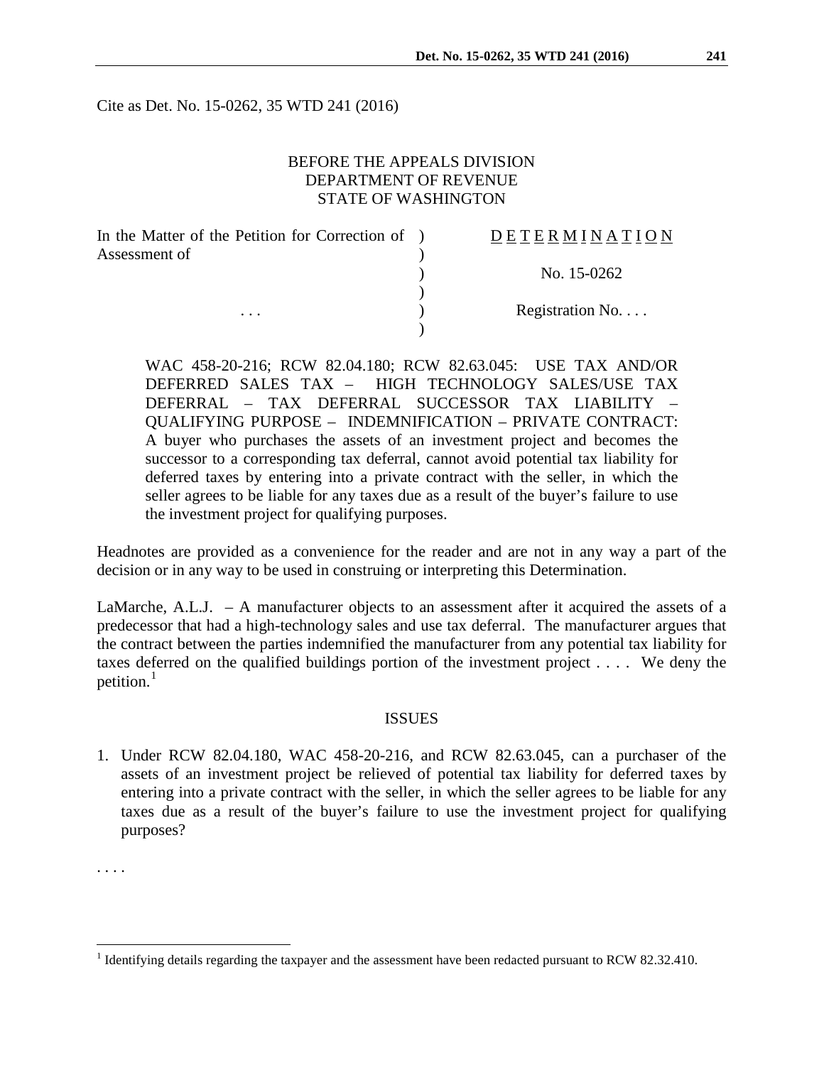Cite as Det. No. 15-0262, 35 WTD 241 (2016)

BEFORE THE APPEALS DIVISION
DEPARTMENT OF REVENUE
STATE OF WASHINGTON

| In the Matter of the Petition for Correction of Assessment of | ) | D E T E R M I N A T I O N |
|---|---|---|
| | ) | No. 15-0262 |
| . . . | ) | Registration No. . . . |

WAC 458-20-216; RCW 82.04.180; RCW 82.63.045: USE TAX AND/OR DEFERRED SALES TAX – HIGH TECHNOLOGY SALES/USE TAX DEFERRAL – TAX DEFERRAL SUCCESSOR TAX LIABILITY – QUALIFYING PURPOSE – INDEMNIFICATION – PRIVATE CONTRACT: A buyer who purchases the assets of an investment project and becomes the successor to a corresponding tax deferral, cannot avoid potential tax liability for deferred taxes by entering into a private contract with the seller, in which the seller agrees to be liable for any taxes due as a result of the buyer's failure to use the investment project for qualifying purposes.

Headnotes are provided as a convenience for the reader and are not in any way a part of the decision or in any way to be used in construing or interpreting this Determination.

LaMarche, A.L.J. – A manufacturer objects to an assessment after it acquired the assets of a predecessor that had a high-technology sales and use tax deferral. The manufacturer argues that the contract between the parties indemnified the manufacturer from any potential tax liability for taxes deferred on the qualified buildings portion of the investment project . . . . We deny the petition.[1]

## ISSUES

1. Under RCW 82.04.180, WAC 458-20-216, and RCW 82.63.045, can a purchaser of the assets of an investment project be relieved of potential tax liability for deferred taxes by entering into a private contract with the seller, in which the seller agrees to be liable for any taxes due as a result of the buyer's failure to use the investment project for qualifying purposes?

. . . .

[1] Identifying details regarding the taxpayer and the assessment have been redacted pursuant to RCW 82.32.410.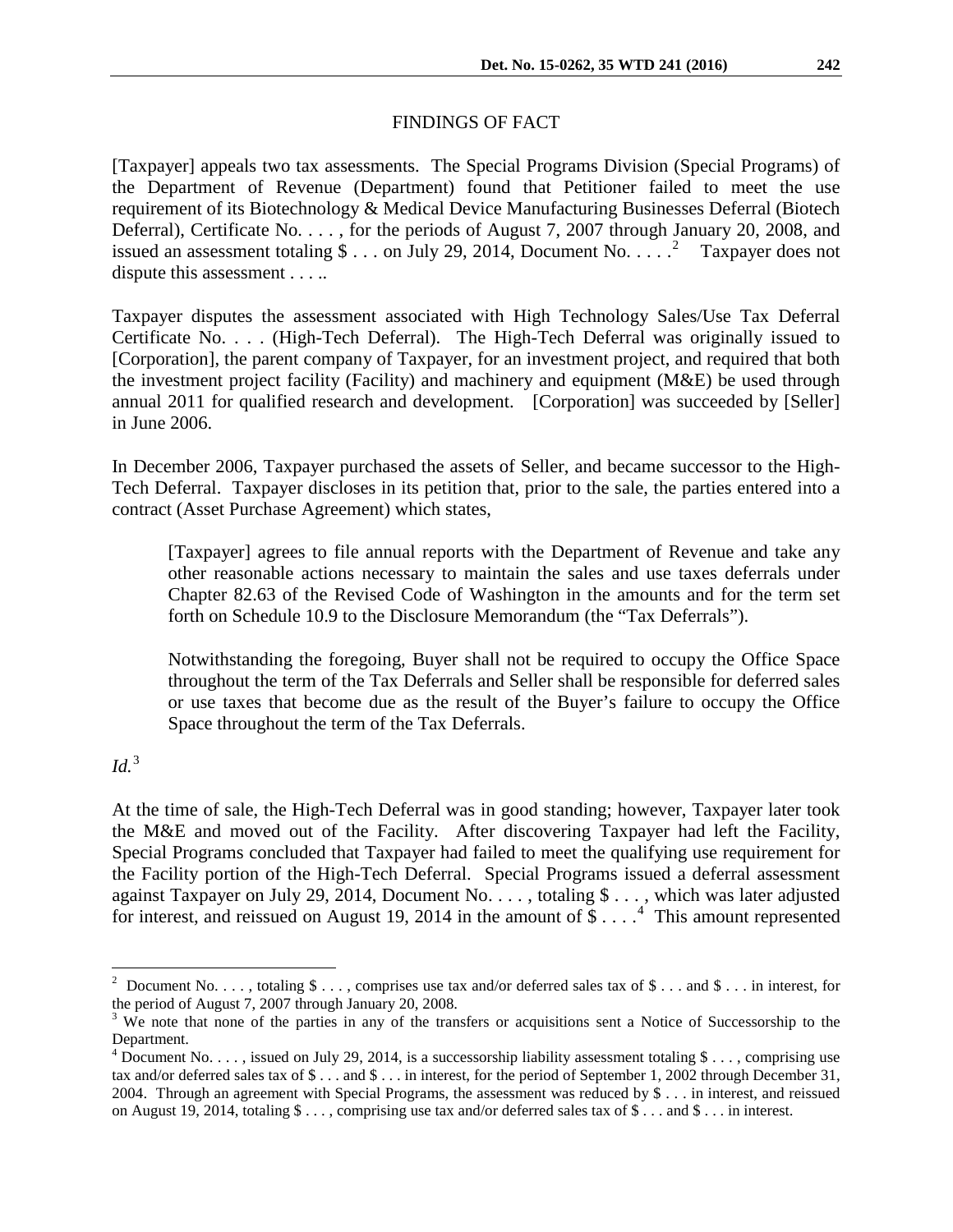## FINDINGS OF FACT

[Taxpayer] appeals two tax assessments. The Special Programs Division (Special Programs) of the Department of Revenue (Department) found that Petitioner failed to meet the use requirement of its Biotechnology & Medical Device Manufacturing Businesses Deferral (Biotech Deferral), Certificate No. . . . , for the periods of August 7, 2007 through January 20, 2008, and issued an assessment totaling $ . . . on July 29, 2014, Document No. . . . .[2] Taxpayer does not dispute this assessment . . . ..

Taxpayer disputes the assessment associated with High Technology Sales/Use Tax Deferral Certificate No. . . . (High-Tech Deferral). The High-Tech Deferral was originally issued to [Corporation], the parent company of Taxpayer, for an investment project, and required that both the investment project facility (Facility) and machinery and equipment (M&E) be used through annual 2011 for qualified research and development. [Corporation] was succeeded by [Seller] in June 2006.

In December 2006, Taxpayer purchased the assets of Seller, and became successor to the High-Tech Deferral. Taxpayer discloses in its petition that, prior to the sale, the parties entered into a contract (Asset Purchase Agreement) which states,

> [Taxpayer] agrees to file annual reports with the Department of Revenue and take any other reasonable actions necessary to maintain the sales and use taxes deferrals under Chapter 82.63 of the Revised Code of Washington in the amounts and for the term set forth on Schedule 10.9 to the Disclosure Memorandum (the "Tax Deferrals").
>
> Notwithstanding the foregoing, Buyer shall not be required to occupy the Office Space throughout the term of the Tax Deferrals and Seller shall be responsible for deferred sales or use taxes that become due as the result of the Buyer's failure to occupy the Office Space throughout the term of the Tax Deferrals.

*Id.*[3]

At the time of sale, the High-Tech Deferral was in good standing; however, Taxpayer later took the M&E and moved out of the Facility. After discovering Taxpayer had left the Facility, Special Programs concluded that Taxpayer had failed to meet the qualifying use requirement for the Facility portion of the High-Tech Deferral. Special Programs issued a deferral assessment against Taxpayer on July 29, 2014, Document No. . . . , totaling $ . . . , which was later adjusted for interest, and reissued on August 19, 2014 in the amount of $ . . . .[4] This amount represented

---

[2] Document No. . . . , totaling $ . . . , comprises use tax and/or deferred sales tax of $ . . . and $ . . . in interest, for the period of August 7, 2007 through January 20, 2008.

[3] We note that none of the parties in any of the transfers or acquisitions sent a Notice of Successorship to the Department.

[4] Document No. . . . , issued on July 29, 2014, is a successorship liability assessment totaling $ . . . , comprising use tax and/or deferred sales tax of $ . . . and $ . . . in interest, for the period of September 1, 2002 through December 31, 2004. Through an agreement with Special Programs, the assessment was reduced by $ . . . in interest, and reissued on August 19, 2014, totaling $ . . . , comprising use tax and/or deferred sales tax of $ . . . and $ . . . in interest.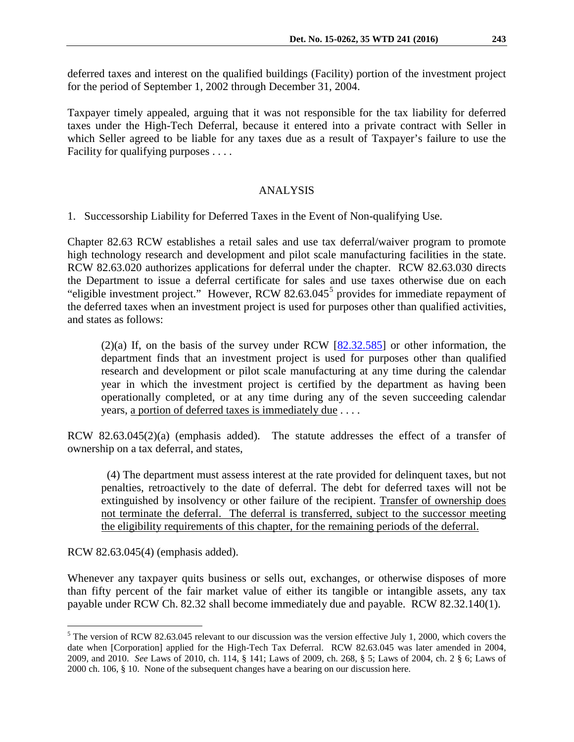deferred taxes and interest on the qualified buildings (Facility) portion of the investment project for the period of September 1, 2002 through December 31, 2004.

Taxpayer timely appealed, arguing that it was not responsible for the tax liability for deferred taxes under the High-Tech Deferral, because it entered into a private contract with Seller in which Seller agreed to be liable for any taxes due as a result of Taxpayer's failure to use the Facility for qualifying purposes . . . .

## ANALYSIS

1. Successorship Liability for Deferred Taxes in the Event of Non-qualifying Use.

Chapter 82.63 RCW establishes a retail sales and use tax deferral/waiver program to promote high technology research and development and pilot scale manufacturing facilities in the state. RCW 82.63.020 authorizes applications for deferral under the chapter. RCW 82.63.030 directs the Department to issue a deferral certificate for sales and use taxes otherwise due on each "eligible investment project." However, RCW 82.63.045[5] provides for immediate repayment of the deferred taxes when an investment project is used for purposes other than qualified activities, and states as follows:

> (2)(a) If, on the basis of the survey under RCW [82.32.585] or other information, the department finds that an investment project is used for purposes other than qualified research and development or pilot scale manufacturing at any time during the calendar year in which the investment project is certified by the department as having been operationally completed, or at any time during any of the seven succeeding calendar years, <u>a portion of deferred taxes is immediately due</u> . . . .

RCW 82.63.045(2)(a) (emphasis added). The statute addresses the effect of a transfer of ownership on a tax deferral, and states,

> (4) The department must assess interest at the rate provided for delinquent taxes, but not penalties, retroactively to the date of deferral. The debt for deferred taxes will not be extinguished by insolvency or other failure of the recipient. <u>Transfer of ownership does not terminate the deferral. The deferral is transferred, subject to the successor meeting the eligibility requirements of this chapter, for the remaining periods of the deferral.</u>

RCW 82.63.045(4) (emphasis added).

Whenever any taxpayer quits business or sells out, exchanges, or otherwise disposes of more than fifty percent of the fair market value of either its tangible or intangible assets, any tax payable under RCW Ch. 82.32 shall become immediately due and payable. RCW 82.32.140(1).

---

[5] The version of RCW 82.63.045 relevant to our discussion was the version effective July 1, 2000, which covers the date when [Corporation] applied for the High-Tech Tax Deferral. RCW 82.63.045 was later amended in 2004, 2009, and 2010. *See* Laws of 2010, ch. 114, § 141; Laws of 2009, ch. 268, § 5; Laws of 2004, ch. 2 § 6; Laws of 2000 ch. 106, § 10. None of the subsequent changes have a bearing on our discussion here.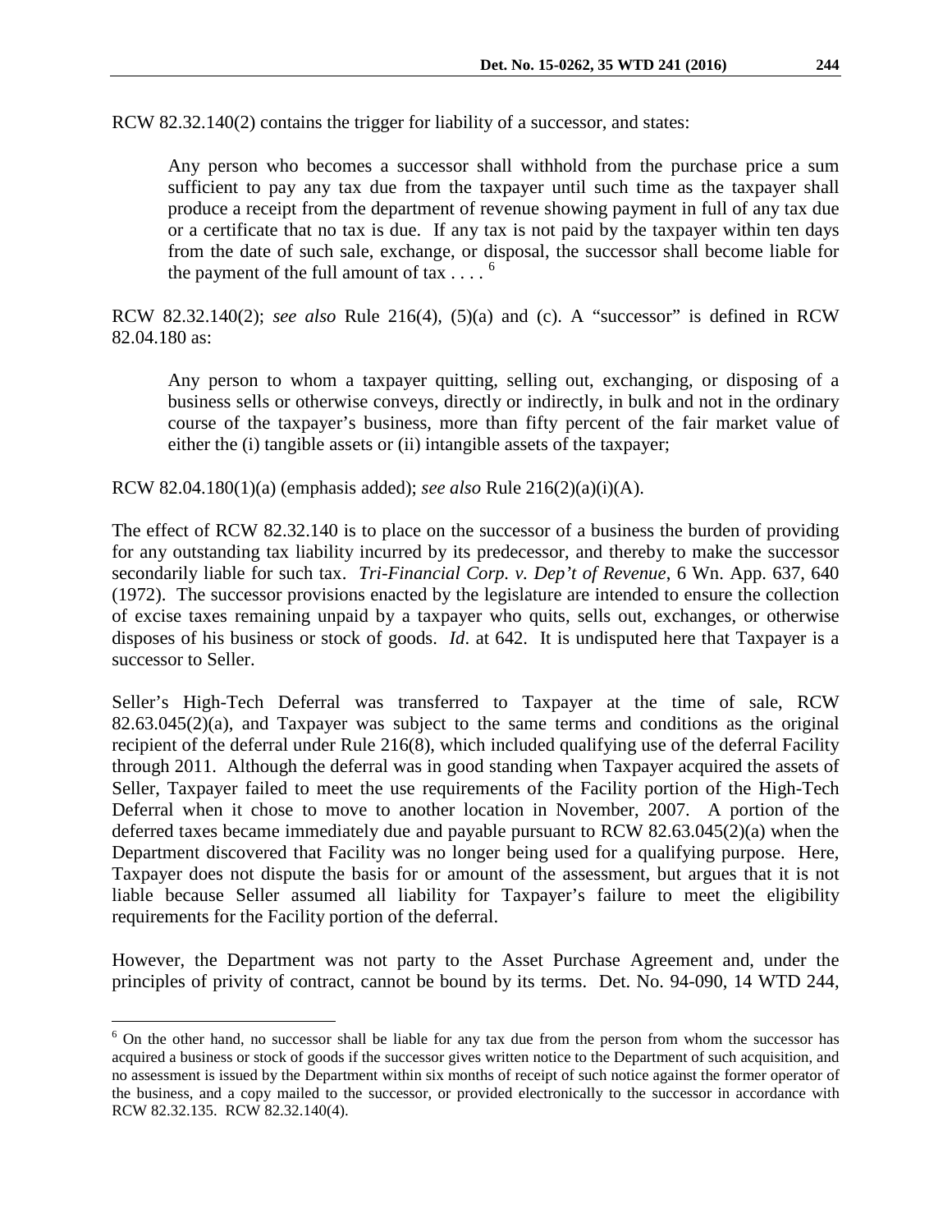RCW 82.32.140(2) contains the trigger for liability of a successor, and states:

> Any person who becomes a successor shall withhold from the purchase price a sum sufficient to pay any tax due from the taxpayer until such time as the taxpayer shall produce a receipt from the department of revenue showing payment in full of any tax due or a certificate that no tax is due. If any tax is not paid by the taxpayer within ten days from the date of such sale, exchange, or disposal, the successor shall become liable for the payment of the full amount of tax . . . .[6]

RCW 82.32.140(2); *see also* Rule 216(4), (5)(a) and (c). A "successor" is defined in RCW 82.04.180 as:

> Any person to whom a taxpayer quitting, selling out, exchanging, or disposing of a business sells or otherwise conveys, directly or indirectly, in bulk and not in the ordinary course of the taxpayer's business, more than fifty percent of the fair market value of either the (i) tangible assets or (ii) intangible assets of the taxpayer;

RCW 82.04.180(1)(a) (emphasis added); *see also* Rule 216(2)(a)(i)(A).

The effect of RCW 82.32.140 is to place on the successor of a business the burden of providing for any outstanding tax liability incurred by its predecessor, and thereby to make the successor secondarily liable for such tax. *Tri-Financial Corp. v. Dep't of Revenue*, 6 Wn. App. 637, 640 (1972). The successor provisions enacted by the legislature are intended to ensure the collection of excise taxes remaining unpaid by a taxpayer who quits, sells out, exchanges, or otherwise disposes of his business or stock of goods. *Id*. at 642. It is undisputed here that Taxpayer is a successor to Seller.

Seller's High-Tech Deferral was transferred to Taxpayer at the time of sale, RCW 82.63.045(2)(a), and Taxpayer was subject to the same terms and conditions as the original recipient of the deferral under Rule 216(8), which included qualifying use of the deferral Facility through 2011. Although the deferral was in good standing when Taxpayer acquired the assets of Seller, Taxpayer failed to meet the use requirements of the Facility portion of the High-Tech Deferral when it chose to move to another location in November, 2007. A portion of the deferred taxes became immediately due and payable pursuant to RCW 82.63.045(2)(a) when the Department discovered that Facility was no longer being used for a qualifying purpose. Here, Taxpayer does not dispute the basis for or amount of the assessment, but argues that it is not liable because Seller assumed all liability for Taxpayer's failure to meet the eligibility requirements for the Facility portion of the deferral.

However, the Department was not party to the Asset Purchase Agreement and, under the principles of privity of contract, cannot be bound by its terms. Det. No. 94-090, 14 WTD 244,

---

[6] On the other hand, no successor shall be liable for any tax due from the person from whom the successor has acquired a business or stock of goods if the successor gives written notice to the Department of such acquisition, and no assessment is issued by the Department within six months of receipt of such notice against the former operator of the business, and a copy mailed to the successor, or provided electronically to the successor in accordance with RCW 82.32.135. RCW 82.32.140(4).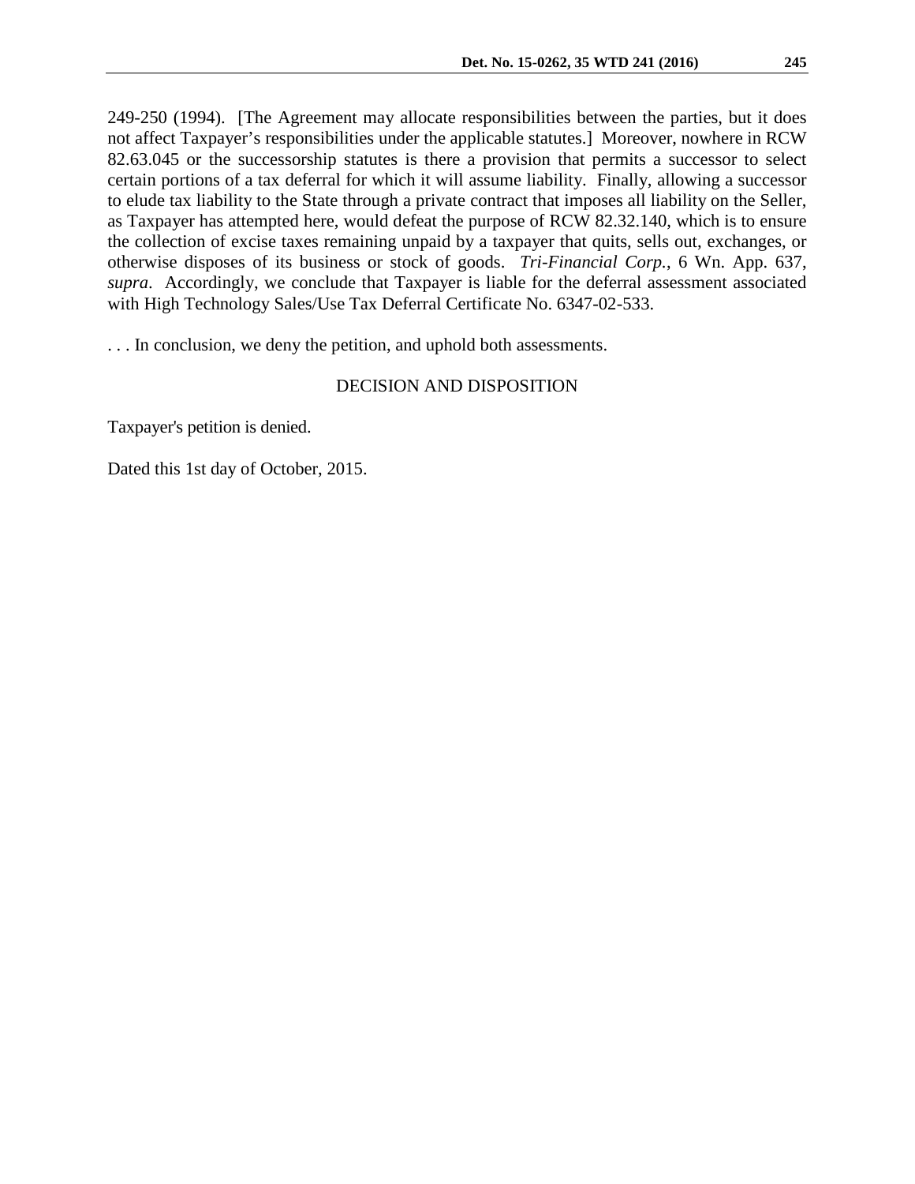249-250 (1994). [The Agreement may allocate responsibilities between the parties, but it does not affect Taxpayer's responsibilities under the applicable statutes.] Moreover, nowhere in RCW 82.63.045 or the successorship statutes is there a provision that permits a successor to select certain portions of a tax deferral for which it will assume liability. Finally, allowing a successor to elude tax liability to the State through a private contract that imposes all liability on the Seller, as Taxpayer has attempted here, would defeat the purpose of RCW 82.32.140, which is to ensure the collection of excise taxes remaining unpaid by a taxpayer that quits, sells out, exchanges, or otherwise disposes of its business or stock of goods. *Tri-Financial Corp.*, 6 Wn. App. 637, *supra*. Accordingly, we conclude that Taxpayer is liable for the deferral assessment associated with High Technology Sales/Use Tax Deferral Certificate No. 6347-02-533.

. . . In conclusion, we deny the petition, and uphold both assessments.

## DECISION AND DISPOSITION

Taxpayer's petition is denied.

Dated this 1st day of October, 2015.